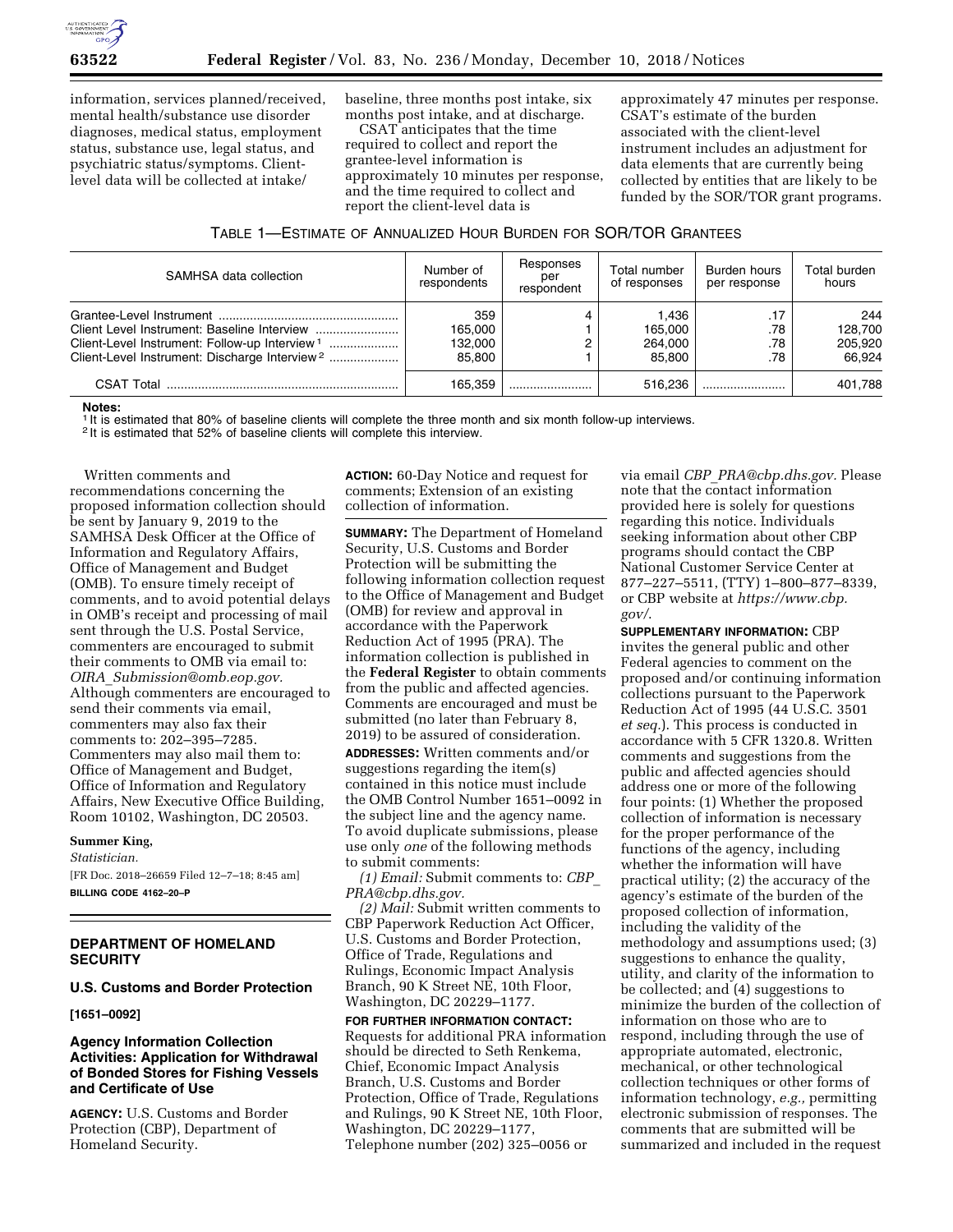information, services planned/received, mental health/substance use disorder diagnoses, medical status, employment status, substance use, legal status, and psychiatric status/symptoms. Client-level data will be collected at intake/baseline, three months post intake, six months post intake, and at discharge.

CSAT anticipates that the time required to collect and report the grantee-level information is approximately 10 minutes per response, and the time required to collect and report the client-level data is approximately 47 minutes per response. CSAT's estimate of the burden associated with the client-level instrument includes an adjustment for data elements that are currently being collected by entities that are likely to be funded by the SOR/TOR grant programs.

TABLE 1—ESTIMATE OF ANNUALIZED HOUR BURDEN FOR SOR/TOR GRANTEES

| SAMHSA data collection | Number of respondents | Responses per respondent | Total number of responses | Burden hours per response | Total burden hours |
|---|---|---|---|---|---|
| Grantee-Level Instrument | 359 | 4 | 1,436 | .17 | 244 |
| Client Level Instrument: Baseline Interview | 165,000 | 1 | 165,000 | .78 | 128,700 |
| Client-Level Instrument: Follow-up Interview [1] | 132,000 | 2 | 264,000 | .78 | 205,920 |
| Client-Level Instrument: Discharge Interview [2] | 85,800 | 1 | 85,800 | .78 | 66,924 |
| CSAT Total | 165,359 | | 516,236 | | 401,788 |

**Notes:**

[1] It is estimated that 80% of baseline clients will complete the three month and six month follow-up interviews.

[2] It is estimated that 52% of baseline clients will complete this interview.

Written comments and recommendations concerning the proposed information collection should be sent by January 9, 2019 to the SAMHSA Desk Officer at the Office of Information and Regulatory Affairs, Office of Management and Budget (OMB). To ensure timely receipt of comments, and to avoid potential delays in OMB's receipt and processing of mail sent through the U.S. Postal Service, commenters are encouraged to submit their comments to OMB via email to: *OIRA_Submission@omb.eop.gov.* Although commenters are encouraged to send their comments via email, commenters may also fax their comments to: 202–395–7285. Commenters may also mail them to: Office of Management and Budget, Office of Information and Regulatory Affairs, New Executive Office Building, Room 10102, Washington, DC 20503.

**Summer King,**

*Statistician.*

[FR Doc. 2018–26659 Filed 12–7–18; 8:45 am]

**BILLING CODE 4162–20–P**

## DEPARTMENT OF HOMELAND SECURITY

### U.S. Customs and Border Protection

**[1651–0092]**

### Agency Information Collection Activities: Application for Withdrawal of Bonded Stores for Fishing Vessels and Certificate of Use

**AGENCY:** U.S. Customs and Border Protection (CBP), Department of Homeland Security.

**ACTION:** 60-Day Notice and request for comments; Extension of an existing collection of information.

**SUMMARY:** The Department of Homeland Security, U.S. Customs and Border Protection will be submitting the following information collection request to the Office of Management and Budget (OMB) for review and approval in accordance with the Paperwork Reduction Act of 1995 (PRA). The information collection is published in the **Federal Register** to obtain comments from the public and affected agencies. Comments are encouraged and must be submitted (no later than February 8, 2019) to be assured of consideration.

**ADDRESSES:** Written comments and/or suggestions regarding the item(s) contained in this notice must include the OMB Control Number 1651–0092 in the subject line and the agency name. To avoid duplicate submissions, please use only *one* of the following methods to submit comments:

*(1) Email:* Submit comments to: *CBP_PRA@cbp.dhs.gov.*

*(2) Mail:* Submit written comments to CBP Paperwork Reduction Act Officer, U.S. Customs and Border Protection, Office of Trade, Regulations and Rulings, Economic Impact Analysis Branch, 90 K Street NE, 10th Floor, Washington, DC 20229–1177.

**FOR FURTHER INFORMATION CONTACT:** Requests for additional PRA information should be directed to Seth Renkema, Chief, Economic Impact Analysis Branch, U.S. Customs and Border Protection, Office of Trade, Regulations and Rulings, 90 K Street NE, 10th Floor, Washington, DC 20229–1177, Telephone number (202) 325–0056 or via email *CBP_PRA@cbp.dhs.gov.* Please note that the contact information provided here is solely for questions regarding this notice. Individuals seeking information about other CBP programs should contact the CBP National Customer Service Center at 877–227–5511, (TTY) 1–800–877–8339, or CBP website at *https://www.cbp.gov/.*

**SUPPLEMENTARY INFORMATION:** CBP invites the general public and other Federal agencies to comment on the proposed and/or continuing information collections pursuant to the Paperwork Reduction Act of 1995 (44 U.S.C. 3501 *et seq.*). This process is conducted in accordance with 5 CFR 1320.8. Written comments and suggestions from the public and affected agencies should address one or more of the following four points: (1) Whether the proposed collection of information is necessary for the proper performance of the functions of the agency, including whether the information will have practical utility; (2) the accuracy of the agency's estimate of the burden of the proposed collection of information, including the validity of the methodology and assumptions used; (3) suggestions to enhance the quality, utility, and clarity of the information to be collected; and (4) suggestions to minimize the burden of the collection of information on those who are to respond, including through the use of appropriate automated, electronic, mechanical, or other technological collection techniques or other forms of information technology, *e.g.,* permitting electronic submission of responses. The comments that are submitted will be summarized and included in the request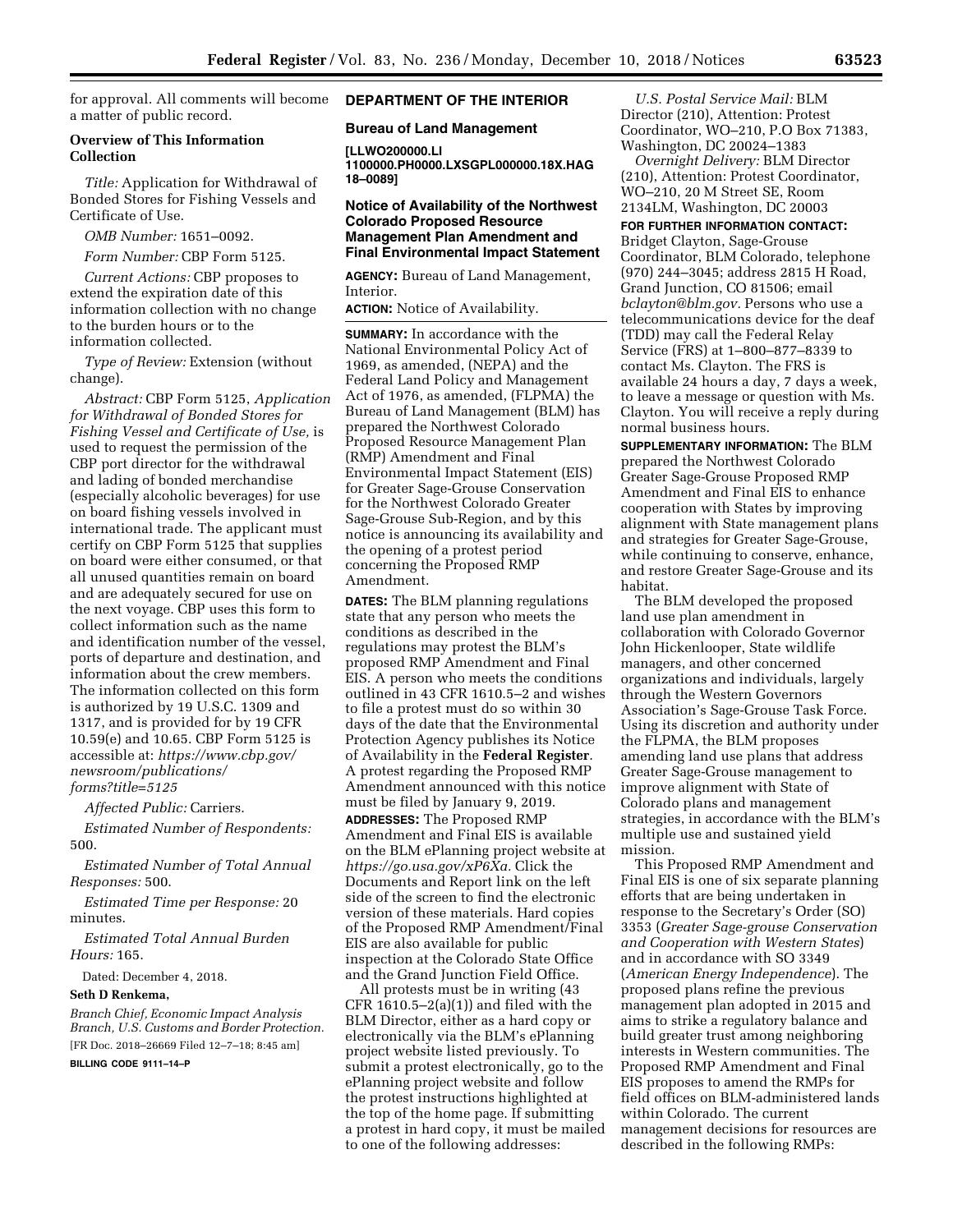for approval. All comments will become a matter of public record.

**Overview of This Information Collection**

*Title:* Application for Withdrawal of Bonded Stores for Fishing Vessels and Certificate of Use.

*OMB Number:* 1651–0092.

*Form Number:* CBP Form 5125.

*Current Actions:* CBP proposes to extend the expiration date of this information collection with no change to the burden hours or to the information collected.

*Type of Review:* Extension (without change).

*Abstract:* CBP Form 5125, *Application for Withdrawal of Bonded Stores for Fishing Vessel and Certificate of Use,* is used to request the permission of the CBP port director for the withdrawal and lading of bonded merchandise (especially alcoholic beverages) for use on board fishing vessels involved in international trade. The applicant must certify on CBP Form 5125 that supplies on board were either consumed, or that all unused quantities remain on board and are adequately secured for use on the next voyage. CBP uses this form to collect information such as the name and identification number of the vessel, ports of departure and destination, and information about the crew members. The information collected on this form is authorized by 19 U.S.C. 1309 and 1317, and is provided for by 19 CFR 10.59(e) and 10.65. CBP Form 5125 is accessible at: *https://www.cbp.gov/newsroom/publications/forms?title=5125*

*Affected Public:* Carriers.

*Estimated Number of Respondents:* 500.

*Estimated Number of Total Annual Responses:* 500.

*Estimated Time per Response:* 20 minutes.

*Estimated Total Annual Burden Hours:* 165.

Dated: December 4, 2018.

**Seth D Renkema,**

*Branch Chief, Economic Impact Analysis Branch, U.S. Customs and Border Protection.*

[FR Doc. 2018–26669 Filed 12–7–18; 8:45 am]

**BILLING CODE 9111–14–P**

## DEPARTMENT OF THE INTERIOR

### Bureau of Land Management

**[LLWO200000.LI 1100000.PH0000.LXSGPL000000.18X.HAG 18–0089]**

### Notice of Availability of the Northwest Colorado Proposed Resource Management Plan Amendment and Final Environmental Impact Statement

**AGENCY:** Bureau of Land Management, Interior.

**ACTION:** Notice of Availability.

**SUMMARY:** In accordance with the National Environmental Policy Act of 1969, as amended, (NEPA) and the Federal Land Policy and Management Act of 1976, as amended, (FLPMA) the Bureau of Land Management (BLM) has prepared the Northwest Colorado Proposed Resource Management Plan (RMP) Amendment and Final Environmental Impact Statement (EIS) for Greater Sage-Grouse Conservation for the Northwest Colorado Greater Sage-Grouse Sub-Region, and by this notice is announcing its availability and the opening of a protest period concerning the Proposed RMP Amendment.

**DATES:** The BLM planning regulations state that any person who meets the conditions as described in the regulations may protest the BLM's proposed RMP Amendment and Final EIS. A person who meets the conditions outlined in 43 CFR 1610.5–2 and wishes to file a protest must do so within 30 days of the date that the Environmental Protection Agency publishes its Notice of Availability in the **Federal Register**. A protest regarding the Proposed RMP Amendment announced with this notice must be filed by January 9, 2019.

**ADDRESSES:** The Proposed RMP Amendment and Final EIS is available on the BLM ePlanning project website at *https://go.usa.gov/xP6Xa.* Click the Documents and Report link on the left side of the screen to find the electronic version of these materials. Hard copies of the Proposed RMP Amendment/Final EIS are also available for public inspection at the Colorado State Office and the Grand Junction Field Office.

All protests must be in writing (43 CFR 1610.5–2(a)(1)) and filed with the BLM Director, either as a hard copy or electronically via the BLM's ePlanning project website listed previously. To submit a protest electronically, go to the ePlanning project website and follow the protest instructions highlighted at the top of the home page. If submitting a protest in hard copy, it must be mailed to one of the following addresses:

*U.S. Postal Service Mail:* BLM Director (210), Attention: Protest Coordinator, WO–210, P.O Box 71383, Washington, DC 20024–1383

*Overnight Delivery:* BLM Director (210), Attention: Protest Coordinator, WO–210, 20 M Street SE, Room 2134LM, Washington, DC 20003

**FOR FURTHER INFORMATION CONTACT:** Bridget Clayton, Sage-Grouse Coordinator, BLM Colorado, telephone (970) 244–3045; address 2815 H Road, Grand Junction, CO 81506; email *bclayton@blm.gov.* Persons who use a telecommunications device for the deaf (TDD) may call the Federal Relay Service (FRS) at 1–800–877–8339 to contact Ms. Clayton. The FRS is available 24 hours a day, 7 days a week, to leave a message or question with Ms. Clayton. You will receive a reply during normal business hours.

**SUPPLEMENTARY INFORMATION:** The BLM prepared the Northwest Colorado Greater Sage-Grouse Proposed RMP Amendment and Final EIS to enhance cooperation with States by improving alignment with State management plans and strategies for Greater Sage-Grouse, while continuing to conserve, enhance, and restore Greater Sage-Grouse and its habitat.

The BLM developed the proposed land use plan amendment in collaboration with Colorado Governor John Hickenlooper, State wildlife managers, and other concerned organizations and individuals, largely through the Western Governors Association's Sage-Grouse Task Force. Using its discretion and authority under the FLPMA, the BLM proposes amending land use plans that address Greater Sage-Grouse management to improve alignment with State of Colorado plans and management strategies, in accordance with the BLM's multiple use and sustained yield mission.

This Proposed RMP Amendment and Final EIS is one of six separate planning efforts that are being undertaken in response to the Secretary's Order (SO) 3353 (*Greater Sage-grouse Conservation and Cooperation with Western States*) and in accordance with SO 3349 (*American Energy Independence*). The proposed plans refine the previous management plan adopted in 2015 and aims to strike a regulatory balance and build greater trust among neighboring interests in Western communities. The Proposed RMP Amendment and Final EIS proposes to amend the RMPs for field offices on BLM-administered lands within Colorado. The current management decisions for resources are described in the following RMPs: